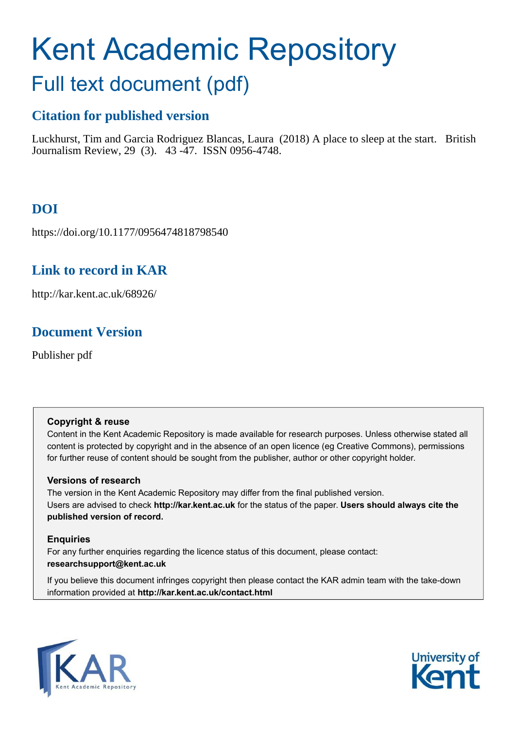# Kent Academic Repository

## Full text document (pdf)

### Citation for published version

Luckhurst, Tim and Garcia Rodriguez Blancas, Laura (2018) A place to sleep at the start. British Journalism Review, 29 (3). 43 -47. ISSN 0956-4748.

### DOI

https://doi.org/10.1177/0956474818798540

### Link to record in KAR

http://kar.kent.ac.uk/68926/

### Document Version

Publisher pdf

**Copyright & reuse**

Content in the Kent Academic Repository is made available for research purposes. Unless otherwise stated all content is protected by copyright and in the absence of an open licence (eg Creative Commons), permissions for further reuse of content should be sought from the publisher, author or other copyright holder.

**Versions of research**

The version in the Kent Academic Repository may differ from the final published version. Users are advised to check **http://kar.kent.ac.uk** for the status of the paper. **Users should always cite the published version of record.**

**Enquiries**

For any further enquiries regarding the licence status of this document, please contact: **researchsupport@kent.ac.uk**

If you believe this document infringes copyright then please contact the KAR admin team with the take-down information provided at **http://kar.kent.ac.uk/contact.html**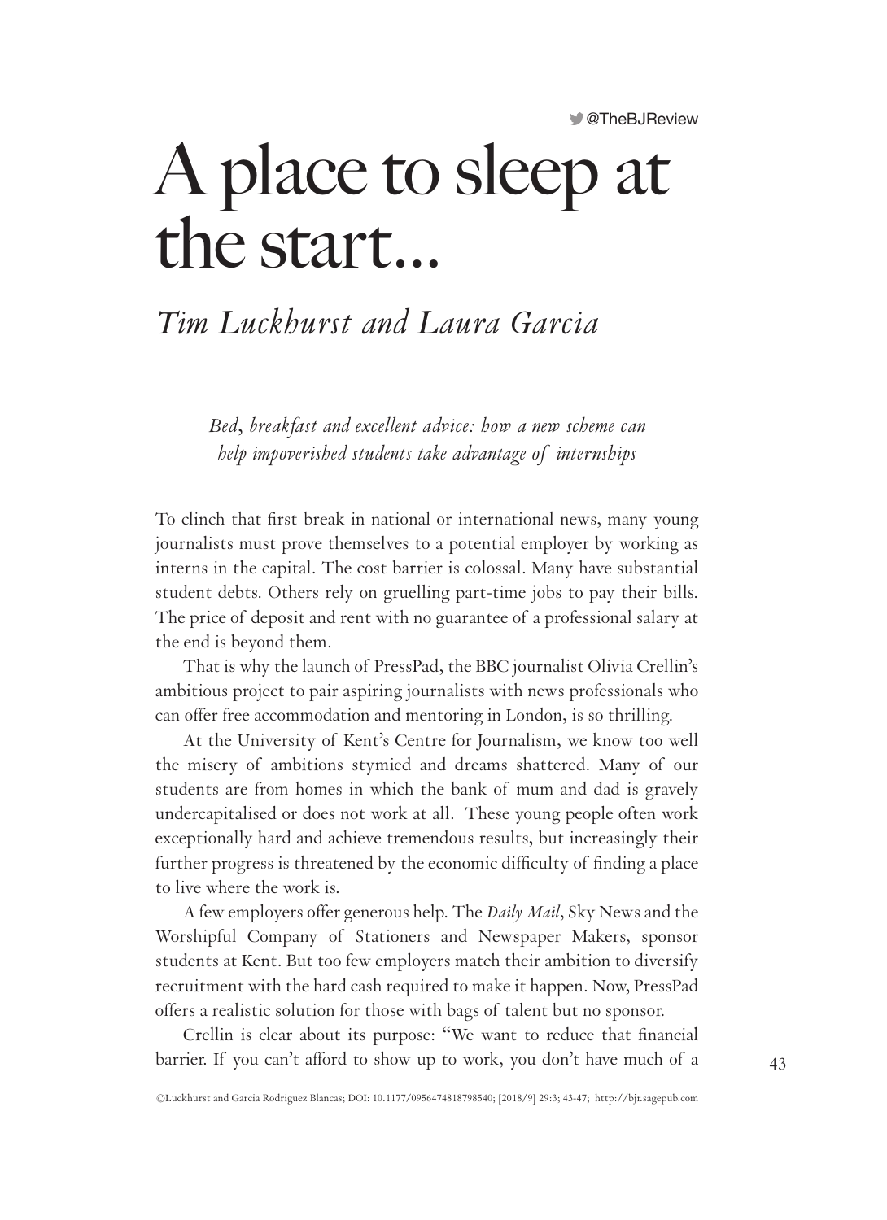# A place to sleep at the start...

## *Tim Luckhurst and Laura Garcia*

*Bed, breakfast and excellent advice: how a new scheme can help impoverished students take advantage of internships*

To clinch that first break in national or international news, many young journalists must prove themselves to a potential employer by working as interns in the capital. The cost barrier is colossal. Many have substantial student debts. Others rely on gruelling part-time jobs to pay their bills. The price of deposit and rent with no guarantee of a professional salary at the end is beyond them.

That is why the launch of PressPad, the BBC journalist Olivia Crellin's ambitious project to pair aspiring journalists with news professionals who can offer free accommodation and mentoring in London, is so thrilling.

At the University of Kent's Centre for Journalism, we know too well the misery of ambitions stymied and dreams shattered. Many of our students are from homes in which the bank of mum and dad is gravely undercapitalised or does not work at all. These young people often work exceptionally hard and achieve tremendous results, but increasingly their further progress is threatened by the economic difficulty of finding a place to live where the work is.

A few employers offer generous help. The *Daily Mail*, Sky News and the Worshipful Company of Stationers and Newspaper Makers, sponsor students at Kent. But too few employers match their ambition to diversify recruitment with the hard cash required to make it happen. Now, PressPad offers a realistic solution for those with bags of talent but no sponsor.

Crellin is clear about its purpose: "We want to reduce that financial barrier. If you can't afford to show up to work, you don't have much of a

©Luckhurst and Garcia Rodriguez Blancas; DOI: 10.1177/0956474818798540; [2018/9] 29:3; 43-47; http://bjr.sagepub.com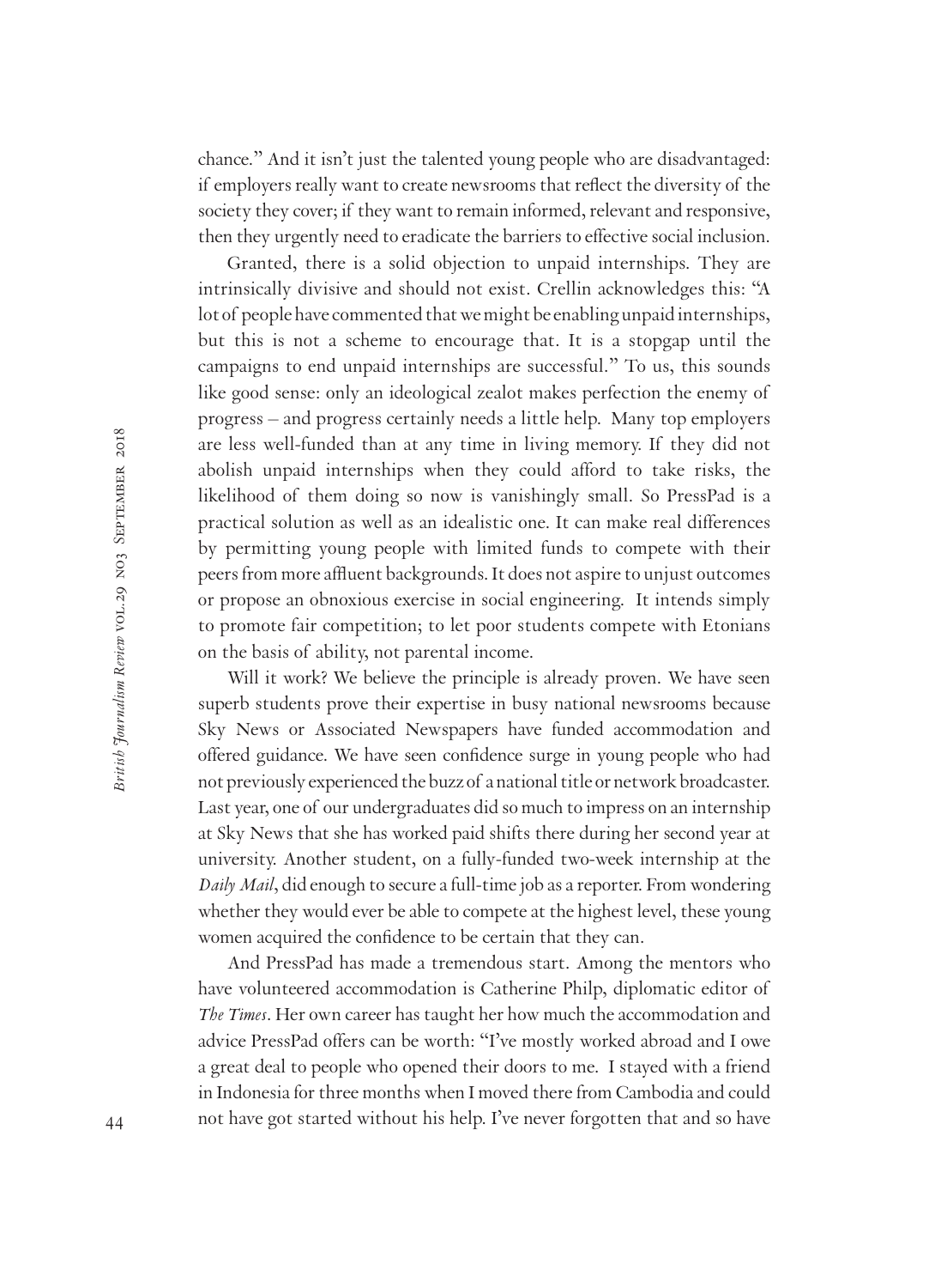chance." And it isn't just the talented young people who are disadvantaged: if employers really want to create newsrooms that reflect the diversity of the society they cover; if they want to remain informed, relevant and responsive, then they urgently need to eradicate the barriers to effective social inclusion.

Granted, there is a solid objection to unpaid internships. They are intrinsically divisive and should not exist. Crellin acknowledges this: "A lot of people have commented that we might be enabling unpaid internships, but this is not a scheme to encourage that. It is a stopgap until the campaigns to end unpaid internships are successful." To us, this sounds like good sense: only an ideological zealot makes perfection the enemy of progress – and progress certainly needs a little help. Many top employers are less well-funded than at any time in living memory. If they did not abolish unpaid internships when they could afford to take risks, the likelihood of them doing so now is vanishingly small. So PressPad is a practical solution as well as an idealistic one. It can make real differences by permitting young people with limited funds to compete with their peers from more affluent backgrounds. It does not aspire to unjust outcomes or propose an obnoxious exercise in social engineering. It intends simply to promote fair competition; to let poor students compete with Etonians on the basis of ability, not parental income.

Will it work? We believe the principle is already proven. We have seen superb students prove their expertise in busy national newsrooms because Sky News or Associated Newspapers have funded accommodation and offered guidance. We have seen confidence surge in young people who had not previously experienced the buzz of a national title or network broadcaster. Last year, one of our undergraduates did so much to impress on an internship at Sky News that she has worked paid shifts there during her second year at university. Another student, on a fully-funded two-week internship at the *Daily Mail*, did enough to secure a full-time job as a reporter. From wondering whether they would ever be able to compete at the highest level, these young women acquired the confidence to be certain that they can.

And PressPad has made a tremendous start. Among the mentors who have volunteered accommodation is Catherine Philp, diplomatic editor of *The Times*. Her own career has taught her how much the accommodation and advice PressPad offers can be worth: "I've mostly worked abroad and I owe a great deal to people who opened their doors to me. I stayed with a friend in Indonesia for three months when I moved there from Cambodia and could not have got started without his help. I've never forgotten that and so have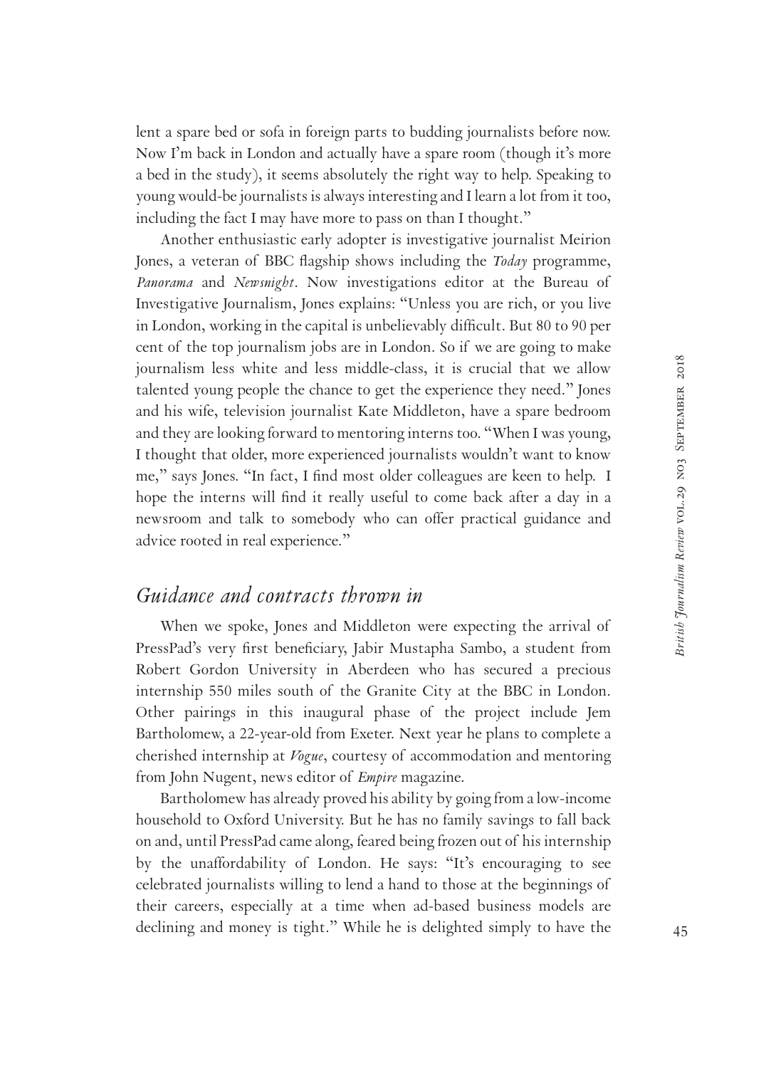lent a spare bed or sofa in foreign parts to budding journalists before now. Now I'm back in London and actually have a spare room (though it's more a bed in the study), it seems absolutely the right way to help. Speaking to young would-be journalists is always interesting and I learn a lot from it too, including the fact I may have more to pass on than I thought."

Another enthusiastic early adopter is investigative journalist Meirion Jones, a veteran of BBC flagship shows including the *Today* programme, *Panorama* and *Newsnight*. Now investigations editor at the Bureau of Investigative Journalism, Jones explains: "Unless you are rich, or you live in London, working in the capital is unbelievably difficult. But 80 to 90 per cent of the top journalism jobs are in London. So if we are going to make journalism less white and less middle-class, it is crucial that we allow talented young people the chance to get the experience they need." Jones and his wife, television journalist Kate Middleton, have a spare bedroom and they are looking forward to mentoring interns too. "When I was young, I thought that older, more experienced journalists wouldn't want to know me," says Jones. "In fact, I find most older colleagues are keen to help. I hope the interns will find it really useful to come back after a day in a newsroom and talk to somebody who can offer practical guidance and advice rooted in real experience."

## *Guidance and contracts thrown in*

When we spoke, Jones and Middleton were expecting the arrival of PressPad's very first beneficiary, Jabir Mustapha Sambo, a student from Robert Gordon University in Aberdeen who has secured a precious internship 550 miles south of the Granite City at the BBC in London. Other pairings in this inaugural phase of the project include Jem Bartholomew, a 22-year-old from Exeter. Next year he plans to complete a cherished internship at *Vogue*, courtesy of accommodation and mentoring from John Nugent, news editor of *Empire* magazine.

Bartholomew has already proved his ability by going from a low-income household to Oxford University. But he has no family savings to fall back on and, until PressPad came along, feared being frozen out of his internship by the unaffordability of London. He says: "It's encouraging to see celebrated journalists willing to lend a hand to those at the beginnings of their careers, especially at a time when ad-based business models are declining and money is tight." While he is delighted simply to have the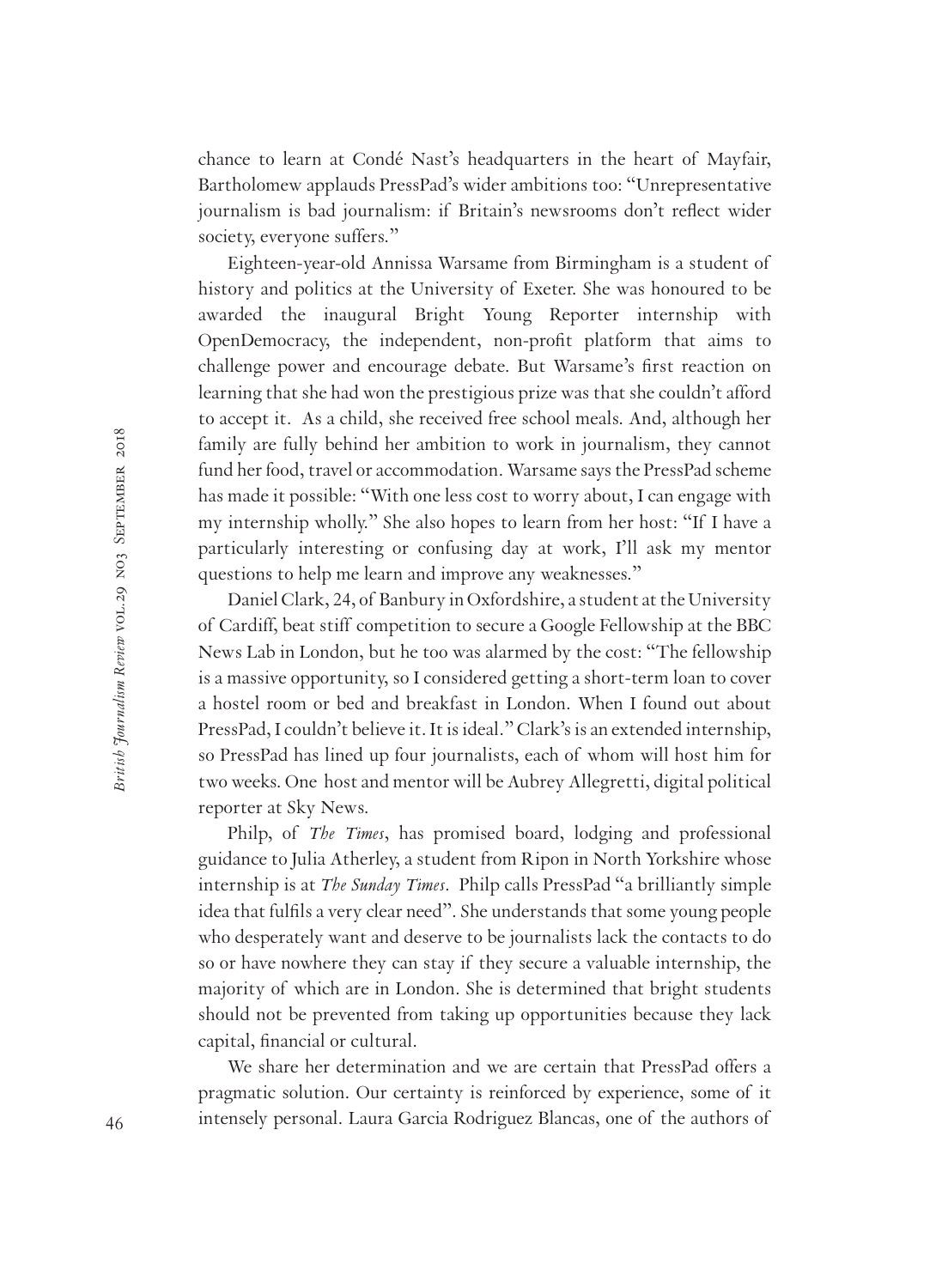chance to learn at Condé Nast's headquarters in the heart of Mayfair, Bartholomew applauds PressPad's wider ambitions too: "Unrepresentative journalism is bad journalism: if Britain's newsrooms don't reflect wider society, everyone suffers."

Eighteen-year-old Annissa Warsame from Birmingham is a student of history and politics at the University of Exeter. She was honoured to be awarded the inaugural Bright Young Reporter internship with OpenDemocracy, the independent, non-profit platform that aims to challenge power and encourage debate. But Warsame's first reaction on learning that she had won the prestigious prize was that she couldn't afford to accept it. As a child, she received free school meals. And, although her family are fully behind her ambition to work in journalism, they cannot fund her food, travel or accommodation. Warsame says the PressPad scheme has made it possible: "With one less cost to worry about, I can engage with my internship wholly." She also hopes to learn from her host: "If I have a particularly interesting or confusing day at work, I'll ask my mentor questions to help me learn and improve any weaknesses."

Daniel Clark, 24, of Banbury in Oxfordshire, a student at the University of Cardiff, beat stiff competition to secure a Google Fellowship at the BBC News Lab in London, but he too was alarmed by the cost: "The fellowship is a massive opportunity, so I considered getting a short-term loan to cover a hostel room or bed and breakfast in London. When I found out about PressPad, I couldn't believe it. It is ideal." Clark's is an extended internship, so PressPad has lined up four journalists, each of whom will host him for two weeks. One host and mentor will be Aubrey Allegretti, digital political reporter at Sky News.

Philp, of *The Times*, has promised board, lodging and professional guidance to Julia Atherley, a student from Ripon in North Yorkshire whose internship is at *The Sunday Times*. Philp calls PressPad "a brilliantly simple idea that fulfils a very clear need". She understands that some young people who desperately want and deserve to be journalists lack the contacts to do so or have nowhere they can stay if they secure a valuable internship, the majority of which are in London. She is determined that bright students should not be prevented from taking up opportunities because they lack capital, financial or cultural.

We share her determination and we are certain that PressPad offers a pragmatic solution. Our certainty is reinforced by experience, some of it intensely personal. Laura Garcia Rodriguez Blancas, one of the authors of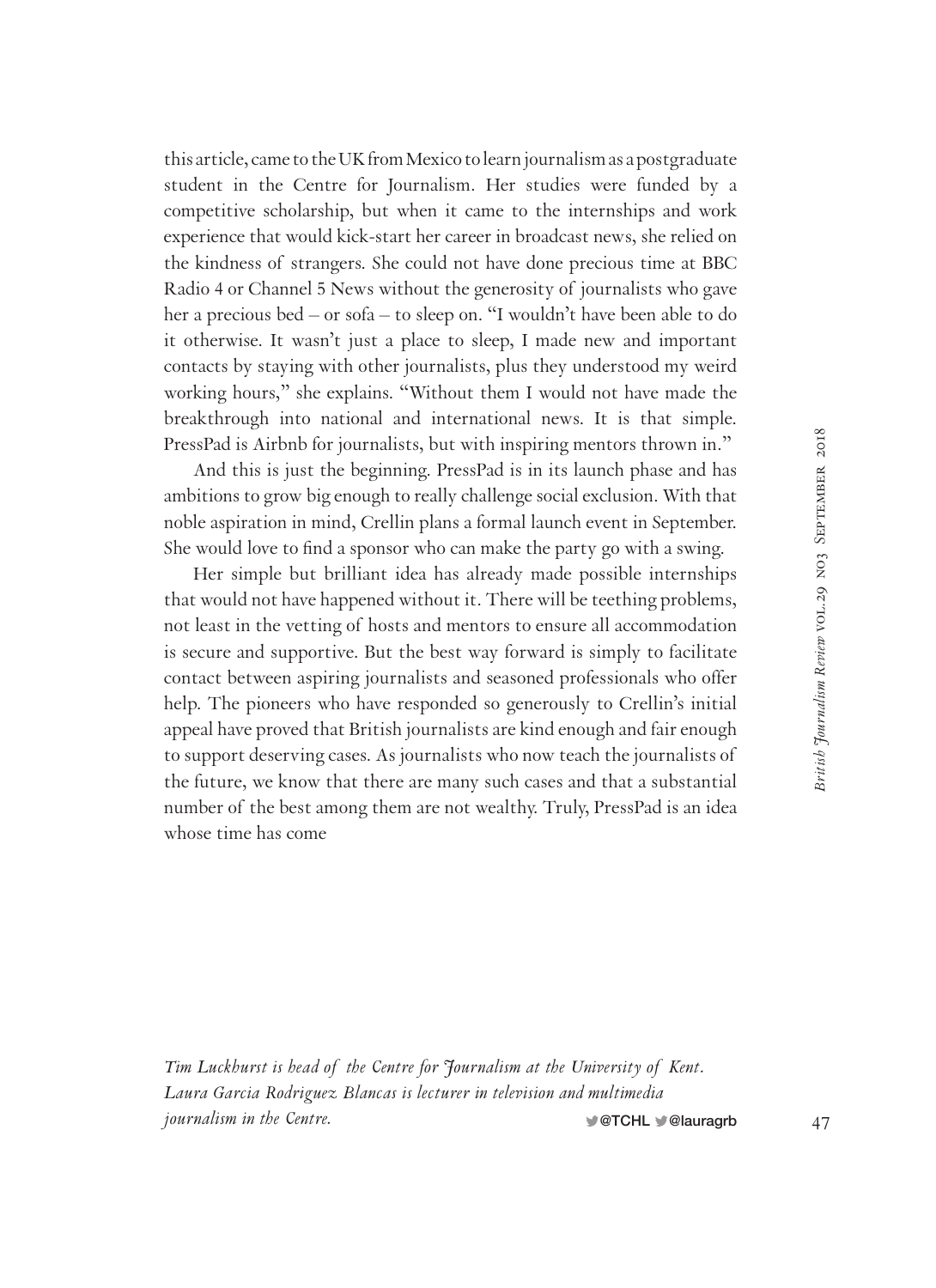this article, came to the UK from Mexico to learn journalism as a postgraduate student in the Centre for Journalism. Her studies were funded by a competitive scholarship, but when it came to the internships and work experience that would kick-start her career in broadcast news, she relied on the kindness of strangers. She could not have done precious time at BBC Radio 4 or Channel 5 News without the generosity of journalists who gave her a precious bed – or sofa – to sleep on. "I wouldn't have been able to do it otherwise. It wasn't just a place to sleep, I made new and important contacts by staying with other journalists, plus they understood my weird working hours," she explains. "Without them I would not have made the breakthrough into national and international news. It is that simple. PressPad is Airbnb for journalists, but with inspiring mentors thrown in."

And this is just the beginning. PressPad is in its launch phase and has ambitions to grow big enough to really challenge social exclusion. With that noble aspiration in mind, Crellin plans a formal launch event in September. She would love to find a sponsor who can make the party go with a swing.

Her simple but brilliant idea has already made possible internships that would not have happened without it. There will be teething problems, not least in the vetting of hosts and mentors to ensure all accommodation is secure and supportive. But the best way forward is simply to facilitate contact between aspiring journalists and seasoned professionals who offer help. The pioneers who have responded so generously to Crellin's initial appeal have proved that British journalists are kind enough and fair enough to support deserving cases. As journalists who now teach the journalists of the future, we know that there are many such cases and that a substantial number of the best among them are not wealthy. Truly, PressPad is an idea whose time has come

*Tim Luckhurst is head of the Centre for Journalism at the University of Kent. Laura Garcia Rodriguez Blancas is lecturer in television and multimedia journalism in the Centre.* @TCHL @lauragrb